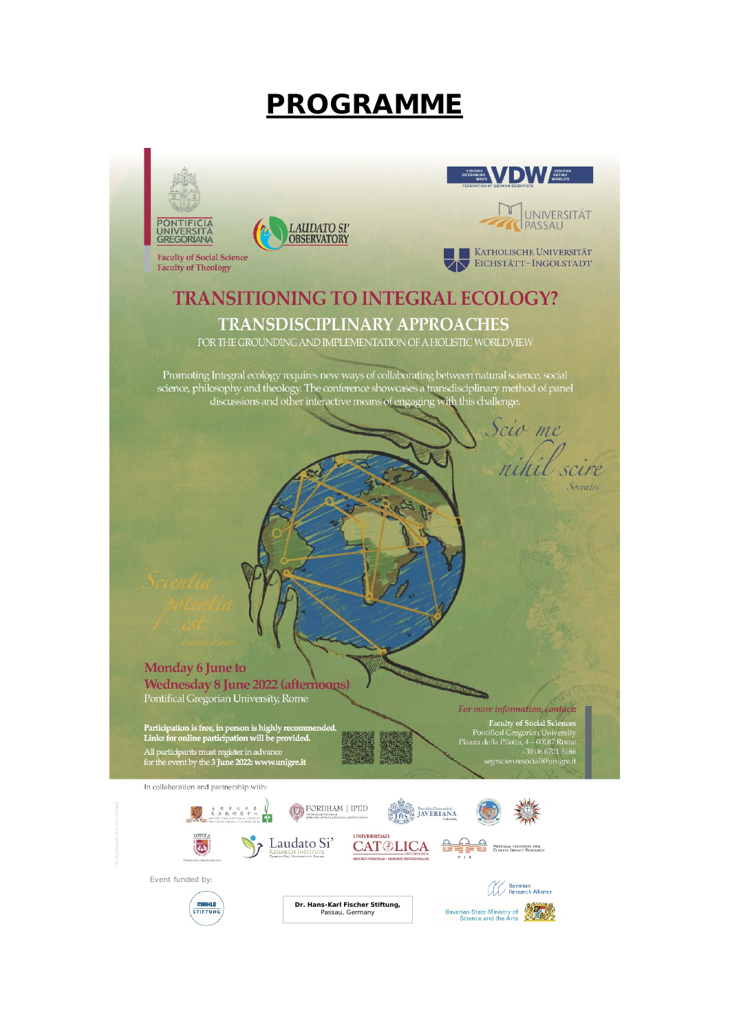# PROGRAMME

PONTIFICIA UNIVERSITÀ GREGORIANA

Faculty of Social Science
Faculty of Theology

LAUDATO SI' OBSERVATORY

VISIONS DETERMINE WAYS VDW VISIONS DEFINE WORLDS
FEDERATION OF GERMAN SCIENTISTS

UNIVERSITÄT PASSAU

KATHOLISCHE UNIVERSITÄT EICHSTÄTT-INGOLSTADT

## TRANSITIONING TO INTEGRAL ECOLOGY?

### TRANSDISCIPLINARY APPROACHES

FOR THE GROUNDING AND IMPLEMENTATION OF A HOLISTIC WORLDVIEW

Promoting Integral ecology requires new ways of collaborating between natural science, social science, philosophy and theology. The conference showcases a transdisciplinary method of panel discussions and other interactive means of engaging with this challenge.

*Scio me nihil scire*
*Socrates*

*Scientia potentia est*
*Francis Bacon*

**Monday 6 June to**
**Wednesday 8 June 2022 (afternoons)**
Pontifical Gregorian University, Rome

**Participation is free, in person is highly recommended.**
**Links for online participation will be provided.**
All participants must register in advance for the event by the 3 June 2022: **www.unigre.it**

*For more information, contact:*
**Faculty of Social Sciences**
Pontifical Gregorian University
Piazza della Pilotta, 4 – 00187 Rome
+39 06 6701 5186
segrscienzesociali@unigre.it

In collaboration and partnership with:

FORDHAM | IPED

Pontificia Universidad JAVERIANA Colombia

LOYOLA

Laudato Si' Research Institute

UNIVERSIDAD CATÓLICA

POTSDAM INSTITUTE FOR CLIMATE IMPACT RESEARCH

Event funded by:

MAHLE STIFTUNG

**Dr. Hans-Karl Fischer Stiftung,**
Passau, Germany

Bavarian Research Alliance

Bavarian State Ministry of Science and the Arts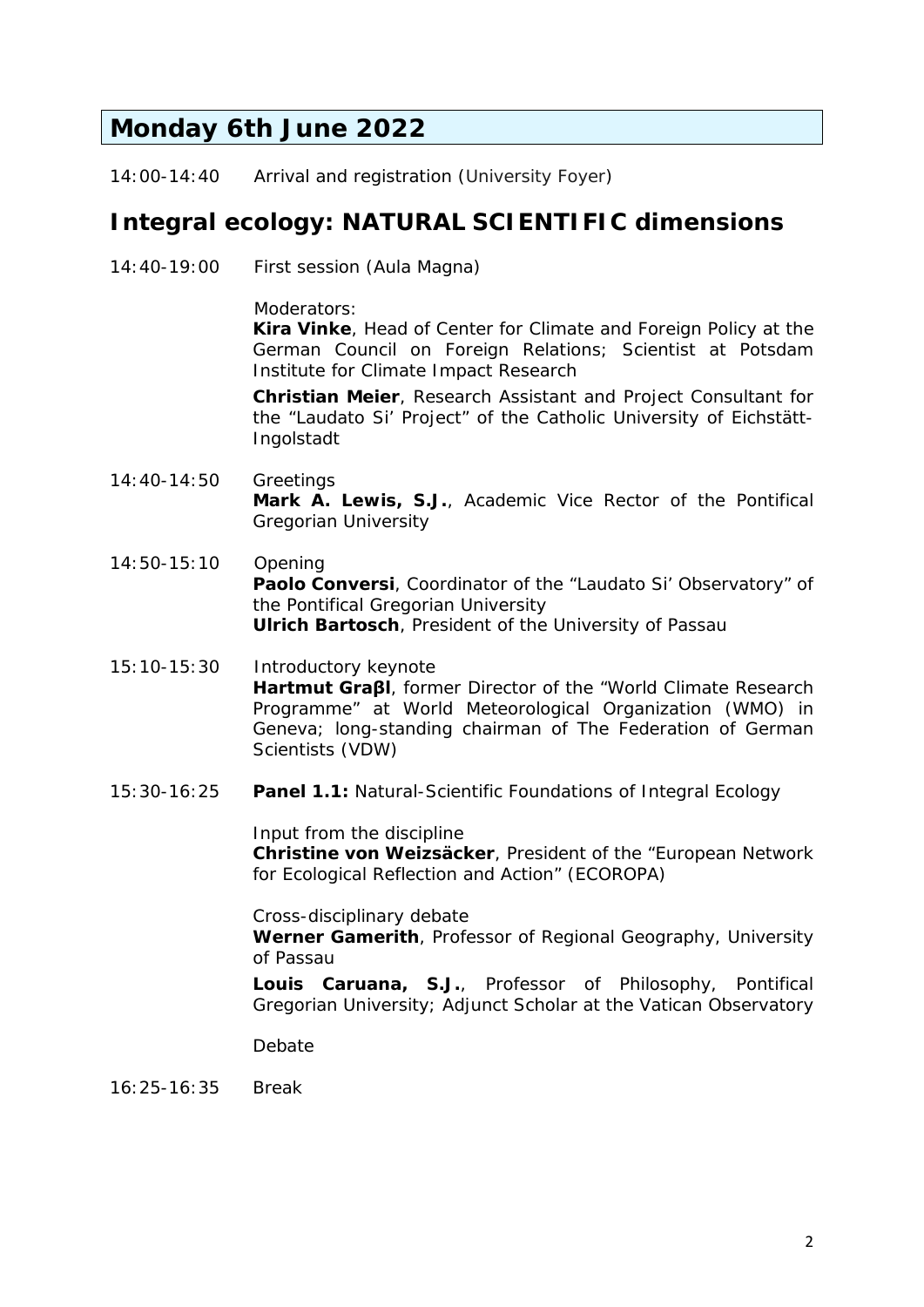## Monday 6th June 2022

14:00-14:40 Arrival and registration (University Foyer)

## Integral ecology: NATURAL SCIENTIFIC dimensions

14:40-19:00 First session (Aula Magna)

Moderators:
**Kira Vinke**, Head of Center for Climate and Foreign Policy at the German Council on Foreign Relations; Scientist at Potsdam Institute for Climate Impact Research

**Christian Meier**, Research Assistant and Project Consultant for the "Laudato Si' Project" of the Catholic University of Eichstätt-Ingolstadt

14:40-14:50 Greetings
**Mark A. Lewis, S.J.**, Academic Vice Rector of the Pontifical Gregorian University

14:50-15:10 Opening
**Paolo Conversi**, Coordinator of the "Laudato Si' Observatory" of the Pontifical Gregorian University
**Ulrich Bartosch**, President of the University of Passau

15:10-15:30 Introductory keynote
**Hartmut Graβl**, former Director of the "World Climate Research Programme" at World Meteorological Organization (WMO) in Geneva; long-standing chairman of The Federation of German Scientists (VDW)

15:30-16:25 **Panel 1.1:** Natural-Scientific Foundations of Integral Ecology

Input from the discipline
**Christine von Weizsäcker**, President of the "European Network for Ecological Reflection and Action" (ECOROPA)

Cross-disciplinary debate
**Werner Gamerith**, Professor of Regional Geography, University of Passau

**Louis Caruana, S.J.**, Professor of Philosophy, Pontifical Gregorian University; Adjunct Scholar at the Vatican Observatory

Debate

16:25-16:35 Break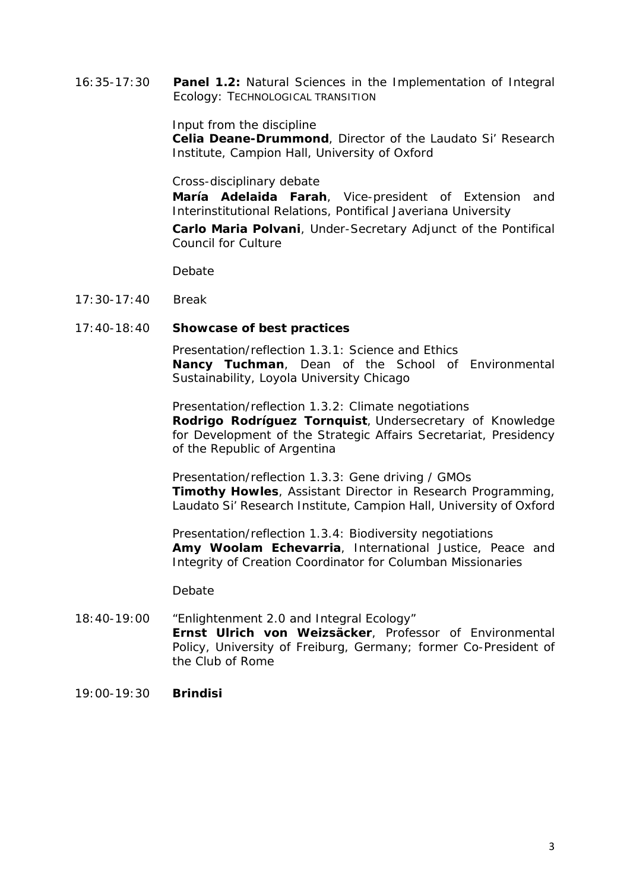16:35-17:30 **Panel 1.2:** Natural Sciences in the Implementation of Integral Ecology: TECHNOLOGICAL TRANSITION

Input from the discipline
**Celia Deane-Drummond**, Director of the Laudato Si' Research Institute, Campion Hall, University of Oxford

Cross-disciplinary debate
**María Adelaida Farah**, Vice-president of Extension and Interinstitutional Relations, Pontifical Javeriana University

**Carlo Maria Polvani**, Under-Secretary Adjunct of the Pontifical Council for Culture

Debate

17:30-17:40 Break

17:40-18:40 **Showcase of best practices**

Presentation/reflection 1.3.1: Science and Ethics
**Nancy Tuchman**, Dean of the School of Environmental Sustainability, Loyola University Chicago

Presentation/reflection 1.3.2: Climate negotiations
**Rodrigo Rodríguez Tornquist**, Undersecretary of Knowledge for Development of the Strategic Affairs Secretariat, Presidency of the Republic of Argentina

Presentation/reflection 1.3.3: Gene driving / GMOs
**Timothy Howles**, Assistant Director in Research Programming, Laudato Si' Research Institute, Campion Hall, University of Oxford

Presentation/reflection 1.3.4: Biodiversity negotiations
**Amy Woolam Echevarria**, International Justice, Peace and Integrity of Creation Coordinator for Columban Missionaries

Debate

18:40-19:00 "Enlightenment 2.0 and Integral Ecology"
**Ernst Ulrich von Weizsäcker**, Professor of Environmental Policy, University of Freiburg, Germany; former Co-President of the Club of Rome

19:00-19:30 **Brindisi**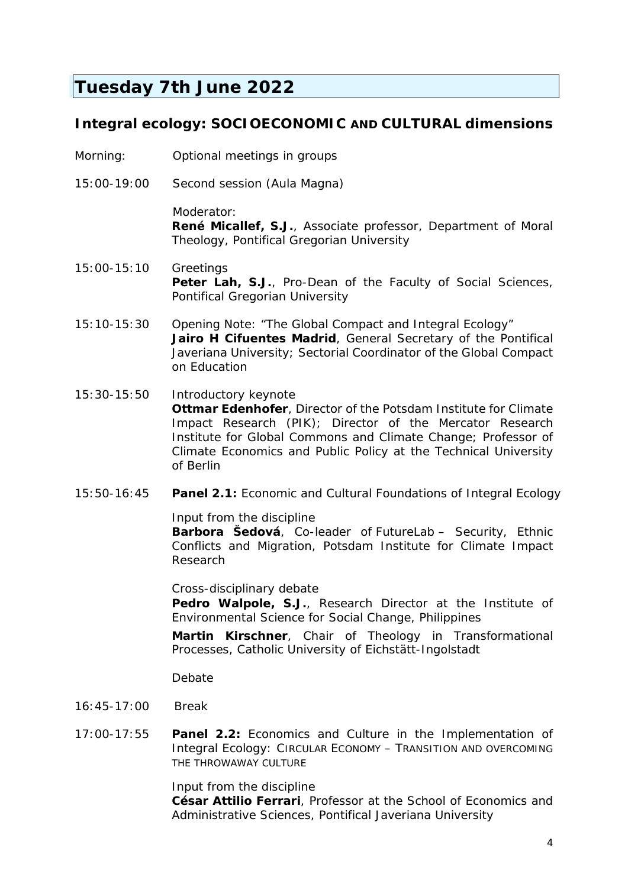# Tuesday 7th June 2022

## Integral ecology: SOCIOECONOMIC AND CULTURAL dimensions

Morning: Optional meetings in groups

15:00-19:00 Second session (Aula Magna)

Moderator:
**René Micallef, S.J.**, Associate professor, Department of Moral Theology, Pontifical Gregorian University

15:00-15:10 Greetings
**Peter Lah, S.J.**, Pro-Dean of the Faculty of Social Sciences, Pontifical Gregorian University

15:10-15:30 Opening Note: "The Global Compact and Integral Ecology"
**Jairo H Cifuentes Madrid**, General Secretary of the Pontifical Javeriana University; Sectorial Coordinator of the Global Compact on Education

15:30-15:50 Introductory keynote
**Ottmar Edenhofer**, Director of the Potsdam Institute for Climate Impact Research (PIK); Director of the Mercator Research Institute for Global Commons and Climate Change; Professor of Climate Economics and Public Policy at the Technical University of Berlin

15:50-16:45 **Panel 2.1:** Economic and Cultural Foundations of Integral Ecology

Input from the discipline
**Barbora Šedová**, Co-leader of FutureLab – Security, Ethnic Conflicts and Migration, Potsdam Institute for Climate Impact Research

Cross-disciplinary debate
**Pedro Walpole, S.J.**, Research Director at the Institute of Environmental Science for Social Change, Philippines

**Martin Kirschner**, Chair of Theology in Transformational Processes, Catholic University of Eichstätt-Ingolstadt

Debate

16:45-17:00 Break

17:00-17:55 **Panel 2.2:** Economics and Culture in the Implementation of Integral Ecology: CIRCULAR ECONOMY – TRANSITION AND OVERCOMING THE THROWAWAY CULTURE

Input from the discipline
**César Attilio Ferrari**, Professor at the School of Economics and Administrative Sciences, Pontifical Javeriana University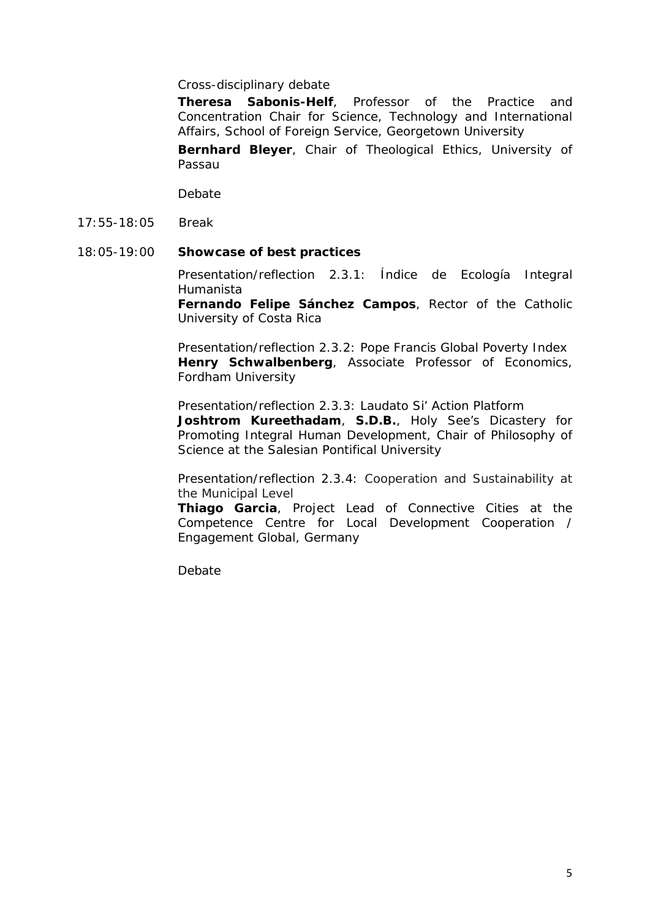Cross-disciplinary debate

**Theresa Sabonis-Helf**, Professor of the Practice and Concentration Chair for Science, Technology and International Affairs, School of Foreign Service, Georgetown University

**Bernhard Bleyer**, Chair of Theological Ethics, University of Passau

Debate

17:55-18:05 Break

18:05-19:00 **Showcase of best practices**

Presentation/reflection 2.3.1: Índice de Ecología Integral Humanista
**Fernando Felipe Sánchez Campos**, Rector of the Catholic University of Costa Rica

Presentation/reflection 2.3.2: Pope Francis Global Poverty Index
**Henry Schwalbenberg**, Associate Professor of Economics, Fordham University

Presentation/reflection 2.3.3: Laudato Si' Action Platform
**Joshtrom Kureethadam**, **S.D.B.**, Holy See's Dicastery for Promoting Integral Human Development, Chair of Philosophy of Science at the Salesian Pontifical University

Presentation/reflection 2.3.4: Cooperation and Sustainability at the Municipal Level
**Thiago Garcia**, Project Lead of Connective Cities at the Competence Centre for Local Development Cooperation / Engagement Global, Germany

Debate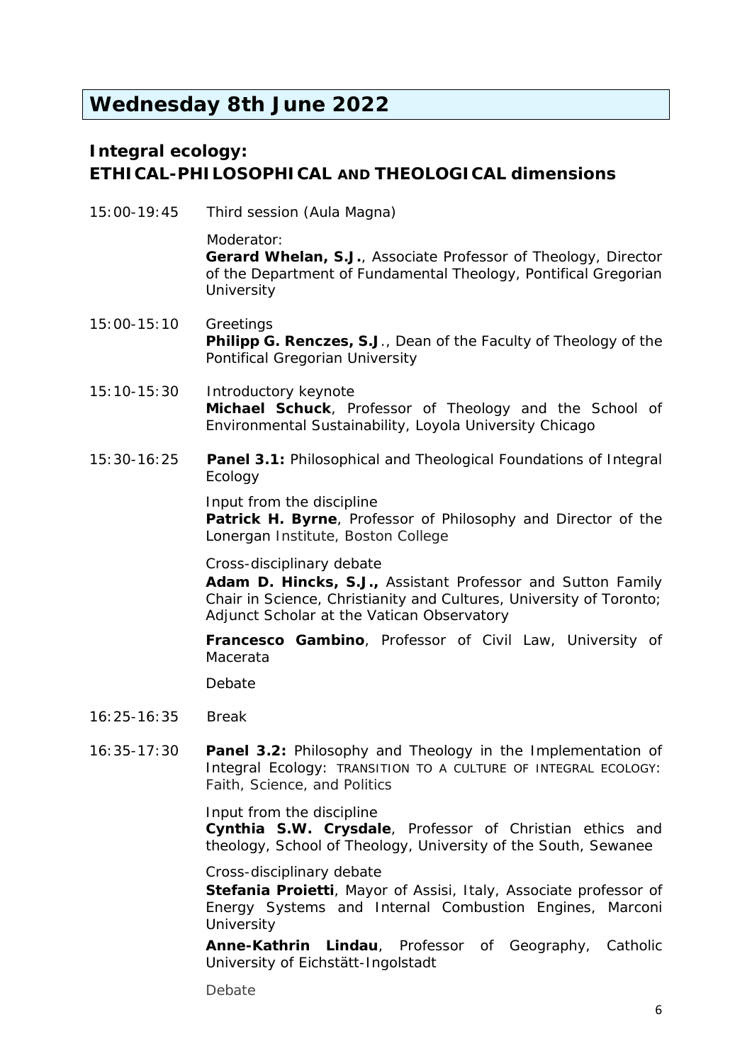# Wednesday 8th June 2022

## Integral ecology: ETHICAL-PHILOSOPHICAL AND THEOLOGICAL dimensions

15:00-19:45 Third session (Aula Magna)

Moderator:
**Gerard Whelan, S.J.**, Associate Professor of Theology, Director of the Department of Fundamental Theology, Pontifical Gregorian University

15:00-15:10 Greetings
**Philipp G. Renczes, S.J**., Dean of the Faculty of Theology of the Pontifical Gregorian University

15:10-15:30 Introductory keynote
**Michael Schuck**, Professor of Theology and the School of Environmental Sustainability, Loyola University Chicago

15:30-16:25 **Panel 3.1:** Philosophical and Theological Foundations of Integral Ecology

Input from the discipline
**Patrick H. Byrne**, Professor of Philosophy and Director of the Lonergan Institute, Boston College

Cross-disciplinary debate
**Adam D. Hincks, S.J.,** Assistant Professor and Sutton Family Chair in Science, Christianity and Cultures, University of Toronto; Adjunct Scholar at the Vatican Observatory

**Francesco Gambino**, Professor of Civil Law, University of Macerata

Debate

16:25-16:35 Break

16:35-17:30 **Panel 3.2:** Philosophy and Theology in the Implementation of Integral Ecology: TRANSITION TO A CULTURE OF INTEGRAL ECOLOGY: Faith, Science, and Politics

Input from the discipline
**Cynthia S.W. Crysdale**, Professor of Christian ethics and theology, School of Theology, University of the South, Sewanee

Cross-disciplinary debate
**Stefania Proietti**, Mayor of Assisi, Italy, Associate professor of Energy Systems and Internal Combustion Engines, Marconi University

**Anne-Kathrin Lindau**, Professor of Geography, Catholic University of Eichstätt-Ingolstadt

Debate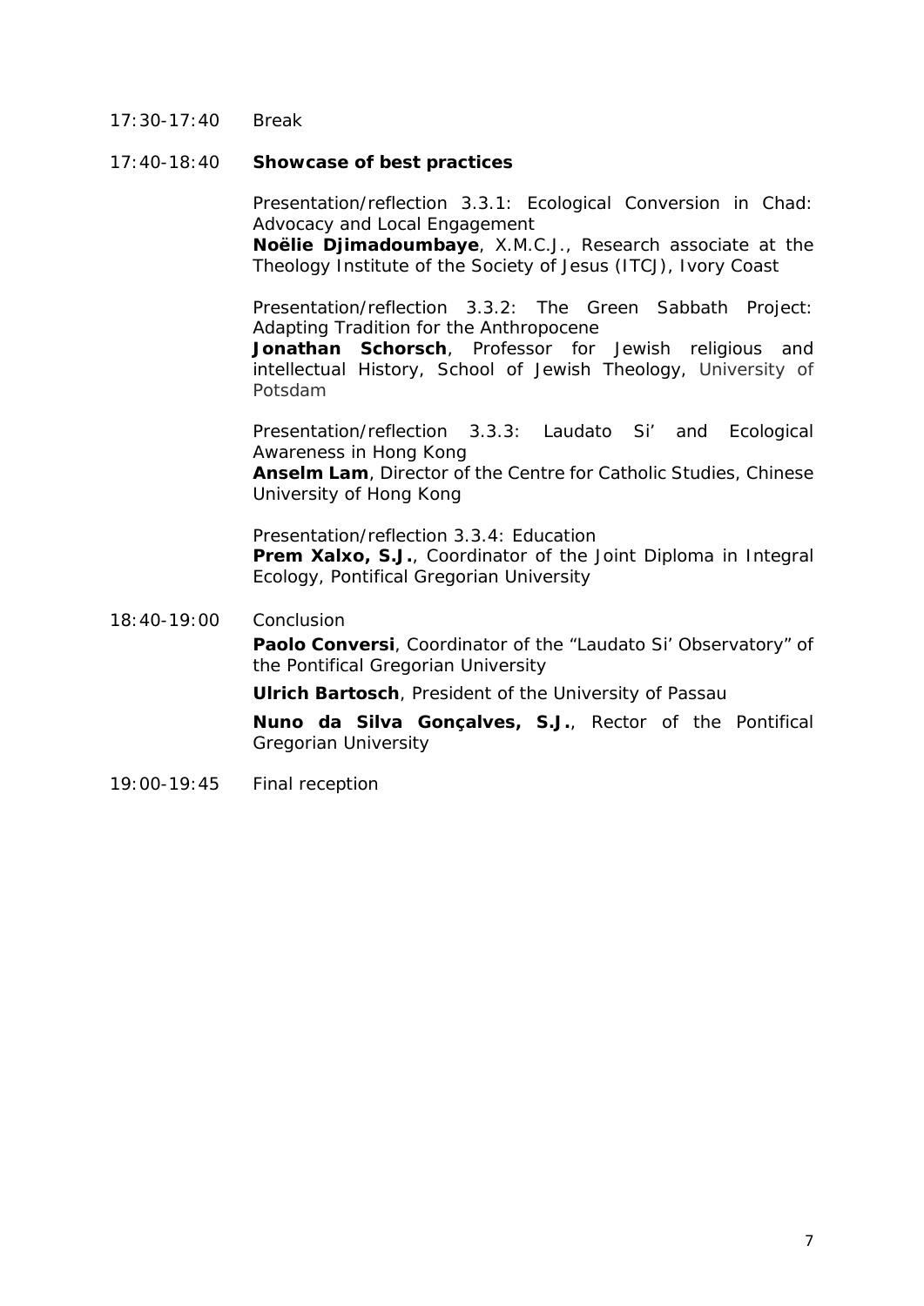17:30-17:40 Break

17:40-18:40 **Showcase of best practices**

Presentation/reflection 3.3.1: Ecological Conversion in Chad: Advocacy and Local Engagement
**Noëlie Djimadoumbaye**, X.M.C.J., Research associate at the Theology Institute of the Society of Jesus (ITCJ), Ivory Coast

Presentation/reflection 3.3.2: The Green Sabbath Project: Adapting Tradition for the Anthropocene
**Jonathan Schorsch**, Professor for Jewish religious and intellectual History, School of Jewish Theology, University of Potsdam

Presentation/reflection 3.3.3: Laudato Si' and Ecological Awareness in Hong Kong
**Anselm Lam**, Director of the Centre for Catholic Studies, Chinese University of Hong Kong

Presentation/reflection 3.3.4: Education
**Prem Xalxo, S.J.**, Coordinator of the Joint Diploma in Integral Ecology, Pontifical Gregorian University

18:40-19:00 Conclusion

**Paolo Conversi**, Coordinator of the "Laudato Si' Observatory" of the Pontifical Gregorian University

**Ulrich Bartosch**, President of the University of Passau

**Nuno da Silva Gonçalves, S.J.**, Rector of the Pontifical Gregorian University

19:00-19:45 Final reception